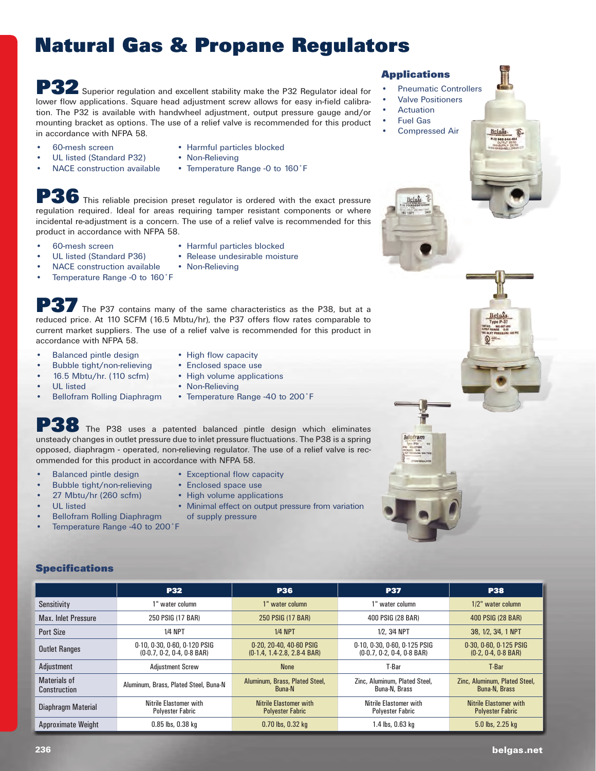# Natural Gas & Propane Regulators

## Applications

- Pneumatic Controllers
- Valve Positioners
- Actuation
- Fuel Gas
- Compressed Air

## P32

Superior regulation and excellent stability make the P32 Regulator ideal for lower flow applications. Square head adjustment screw allows for easy in-field calibration. The P32 is available with handwheel adjustment, output pressure gauge and/or mounting bracket as options. The use of a relief valve is recommended for this product in accordance with NFPA 58.

- 60-mesh screen
- UL listed (Standard P32)
- NACE construction available
- Harmful particles blocked
- Non-Relieving
- Temperature Range -0 to 160˚F

## P36

This reliable precision preset regulator is ordered with the exact pressure regulation required. Ideal for areas requiring tamper resistant components or where incidental re-adjustment is a concern. The use of a relief valve is recommended for this product in accordance with NFPA 58.

- 60-mesh screen
- UL listed (Standard P36)
- NACE construction available
- Temperature Range -0 to 160˚F
- Harmful particles blocked
- Release undesirable moisture
- Non-Relieving

## P37

The P37 contains many of the same characteristics as the P38, but at a reduced price. At 110 SCFM (16.5 Mbtu/hr), the P37 offers flow rates comparable to current market suppliers. The use of a relief valve is recommended for this product in accordance with NFPA 58.

- Balanced pintle design
- Bubble tight/non-relieving
- 16.5 Mbtu/hr. (110 scfm)
- UL listed
- Bellofram Rolling Diaphragm
- High flow capacity
- Enclosed space use
- High volume applications
- Non-Relieving
- Temperature Range -40 to 200˚F

## P38

The P38 uses a patented balanced pintle design which eliminates unsteady changes in outlet pressure due to inlet pressure fluctuations. The P38 is a spring opposed, diaphragm - operated, non-relieving regulator. The use of a relief valve is recommended for this product in accordance with NFPA 58.

- Balanced pintle design
- Bubble tight/non-relieving
- 27 Mbtu/hr (260 scfm)
- UL listed
- Bellofram Rolling Diaphragm
- Temperature Range -40 to 200˚F
- Exceptional flow capacity
- Enclosed space use
- High volume applications
- Minimal effect on output pressure from variation of supply pressure

## Specifications

| | P32 | P36 | P37 | P38 |
|---|---|---|---|---|
| Sensitivity | 1" water column | 1" water column | 1" water column | 1/2" water column |
| Max. Inlet Pressure | 250 PSIG (17 BAR) | 250 PSIG (17 BAR) | 400 PSIG (28 BAR) | 400 PSIG (28 BAR) |
| Port Size | 1/4 NPT | 1/4 NPT | 1/2, 3/4 NPT | 3/8, 1/2, 3/4, 1 NPT |
| Outlet Ranges | 0-10, 0-30, 0-60, 0-120 PSIG (0-0.7, 0-2, 0-4, 0-8 BAR) | 0-20, 20-40, 40-60 PSIG (0-1.4, 1.4-2.8, 2.8-4 BAR) | 0-10, 0-30, 0-60, 0-125 PSIG (0-0.7, 0-2, 0-4, 0-8 BAR) | 0-30, 0-60, 0-125 PSIG (0-2, 0-4, 0-8 BAR) |
| Adjustment | Adjustment Screw | None | T-Bar | T-Bar |
| Materials of Construction | Aluminum, Brass, Plated Steel, Buna-N | Aluminum, Brass, Plated Steel, Buna-N | Zinc, Aluminum, Plated Steel, Buna-N, Brass | Zinc, Aluminum, Plated Steel, Buna-N, Brass |
| Diaphragm Material | Nitrile Elastomer with Polyester Fabric | Nitrile Elastomer with Polyester Fabric | Nitrile Elastomer with Polyester Fabric | Nitrile Elastomer with Polyester Fabric |
| Approximate Weight | 0.85 lbs, 0.38 kg | 0.70 lbs, 0.32 kg | 1.4 lbs, 0.63 kg | 5.0 lbs, 2.25 kg |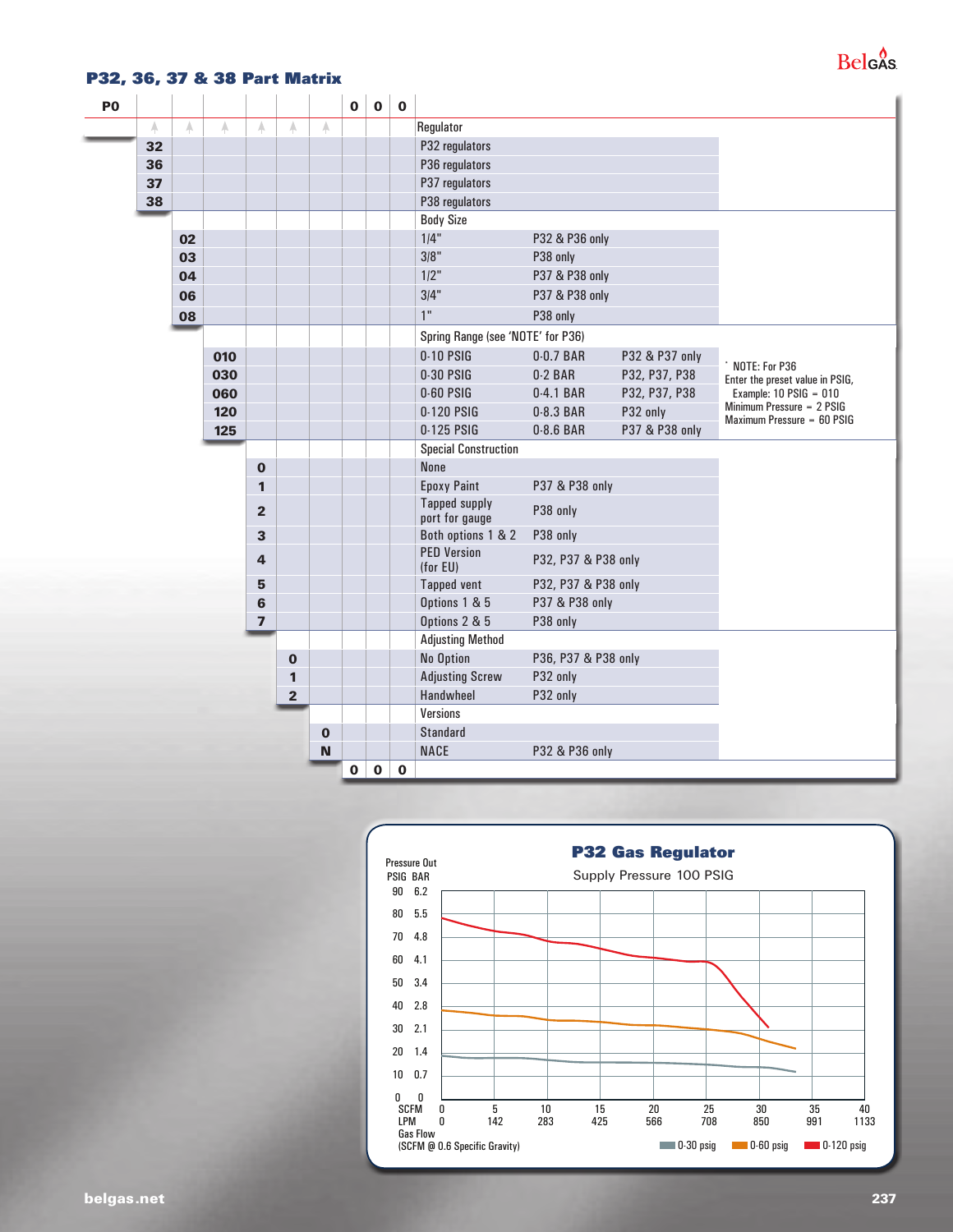## P32, 36, 37 & 38 Part Matrix

| P0 | | | | | | | 0 | 0 | 0 | | | |
|---|---|---|---|---|---|---|---|---|---|---|---|---|
| | | | | | | | | | **Regulator** | | | |
| | 32 | | | | | | | | P32 regulators | | | |
| | 36 | | | | | | | | P36 regulators | | | |
| | 37 | | | | | | | | P37 regulators | | | |
| | 38 | | | | | | | | P38 regulators | | | |
| | | | | | | | | | **Body Size** | | | |
| | | 02 | | | | | | | 1/4" | P32 & P36 only | | |
| | | 03 | | | | | | | 3/8" | P38 only | | |
| | | 04 | | | | | | | 1/2" | P37 & P38 only | | |
| | | 06 | | | | | | | 3/4" | P37 & P38 only | | |
| | | 08 | | | | | | | 1" | P38 only | | |
| | | | | | | | | | **Spring Range (see 'NOTE' for P36)** | | | |
| | | | 010 | | | | | | 0-10 PSIG | 0-0.7 BAR | P32 & P37 only | * NOTE: For P36 Enter the preset value in PSIG, Example: 10 PSIG = 010 Minimum Pressure = 2 PSIG Maximum Pressure = 60 PSIG |
| | | | 030 | | | | | | 0-30 PSIG | 0-2 BAR | P32, P37, P38 | |
| | | | 060 | | | | | | 0-60 PSIG | 0-4.1 BAR | P32, P37, P38 | |
| | | | 120 | | | | | | 0-120 PSIG | 0-8.3 BAR | P32 only | |
| | | | 125 | | | | | | 0-125 PSIG | 0-8.6 BAR | P37 & P38 only | |
| | | | | | | | | | **Special Construction** | | | |
| | | | | 0 | | | | | None | | | |
| | | | | 1 | | | | | Epoxy Paint | P37 & P38 only | | |
| | | | | 2 | | | | | Tapped supply port for gauge | P38 only | | |
| | | | | 3 | | | | | Both options 1 & 2 | P38 only | | |
| | | | | 4 | | | | | PED Version (for EU) | P32, P37 & P38 only | | |
| | | | | 5 | | | | | Tapped vent | P32, P37 & P38 only | | |
| | | | | 6 | | | | | Options 1 & 5 | P37 & P38 only | | |
| | | | | 7 | | | | | Options 2 & 5 | P38 only | | |
| | | | | | | | | | **Adjusting Method** | | | |
| | | | | | 0 | | | | No Option | P36, P37 & P38 only | | |
| | | | | | 1 | | | | Adjusting Screw | P32 only | | |
| | | | | | 2 | | | | Handwheel | P32 only | | |
| | | | | | | | | | **Versions** | | | |
| | | | | | | 0 | | | Standard | | | |
| | | | | | | N | | | NACE | P32 & P36 only | | |
| | | | | | | | 0 | 0 | 0 | | | |

**P32 Gas Regulator**

Supply Pressure 100 PSIG

Pressure Out
PSIG BAR
90 6.2
80 5.5
70 4.8
60 4.1
50 3.4
40 2.8
30 2.1
20 1.4
10 0.7
0 0

SCFM 0 5 10 15 20 25 30 35 40
LPM 0 142 283 425 566 708 850 991 1133
Gas Flow
(SCFM @ 0.6 Specific Gravity)

0-30 psig
0-60 psig
0-120 psig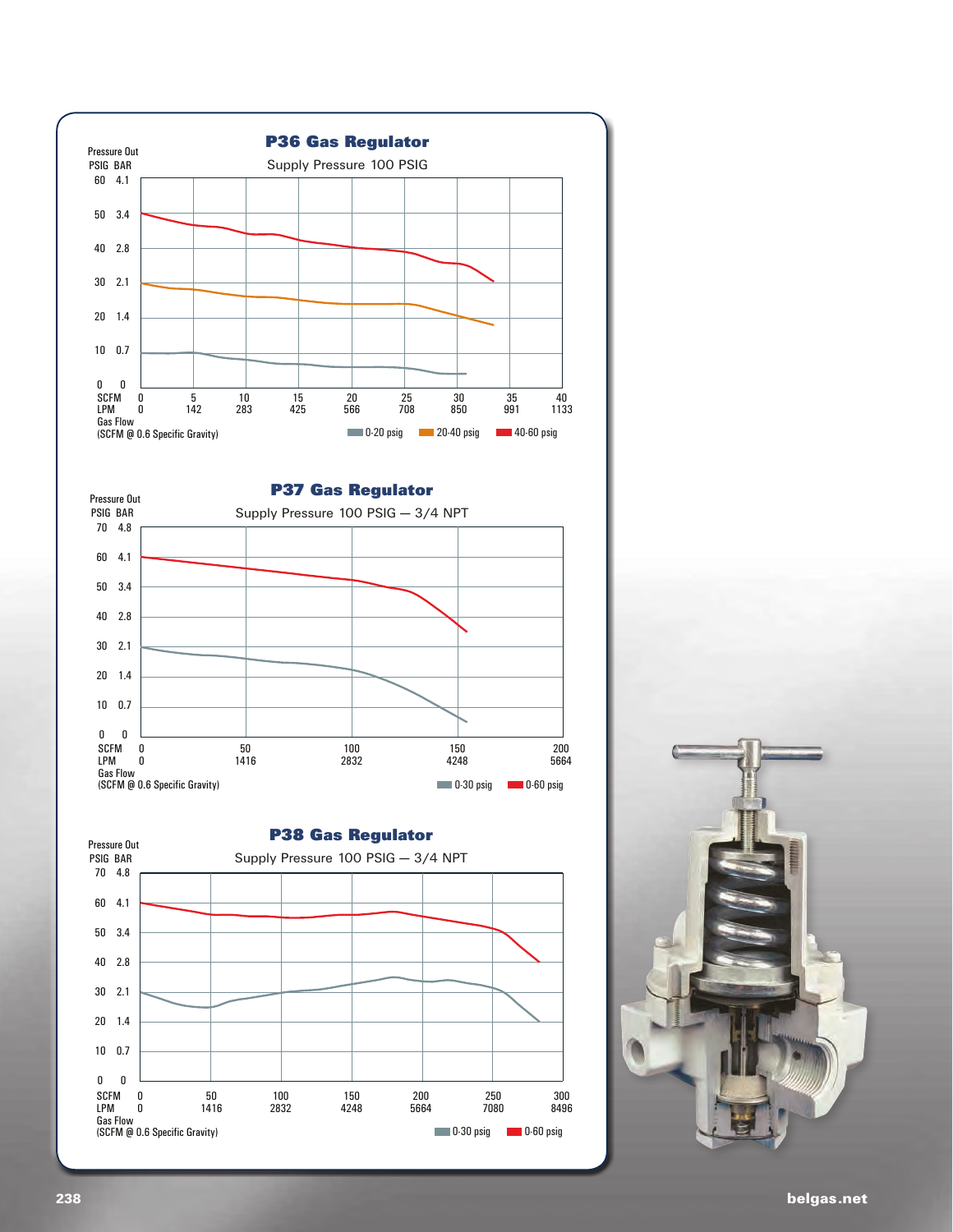## P36 Gas Regulator

Supply Pressure 100 PSIG

Pressure Out
PSIG BAR
60 4.1
50 3.4
40 2.8
30 2.1
20 1.4
10 0.7
0 0

SCFM 0 5 10 15 20 25 30 35 40
LPM 0 142 283 425 566 708 850 991 1133
Gas Flow
(SCFM @ 0.6 Specific Gravity)

0-20 psig
20-40 psig
40-60 psig

## P37 Gas Regulator

Supply Pressure 100 PSIG — 3/4 NPT

Pressure Out
PSIG BAR
70 4.8
60 4.1
50 3.4
40 2.8
30 2.1
20 1.4
10 0.7
0 0

SCFM 0 50 100 150 200
LPM 0 1416 2832 4248 5664
Gas Flow
(SCFM @ 0.6 Specific Gravity)

0-30 psig
0-60 psig

## P38 Gas Regulator

Supply Pressure 100 PSIG — 3/4 NPT

Pressure Out
PSIG BAR
70 4.8
60 4.1
50 3.4
40 2.8
30 2.1
20 1.4
10 0.7
0 0

SCFM 0 50 100 150 200 250 300
LPM 0 1416 2832 4248 5664 7080 8496
Gas Flow
(SCFM @ 0.6 Specific Gravity)

0-30 psig
0-60 psig

belgas.net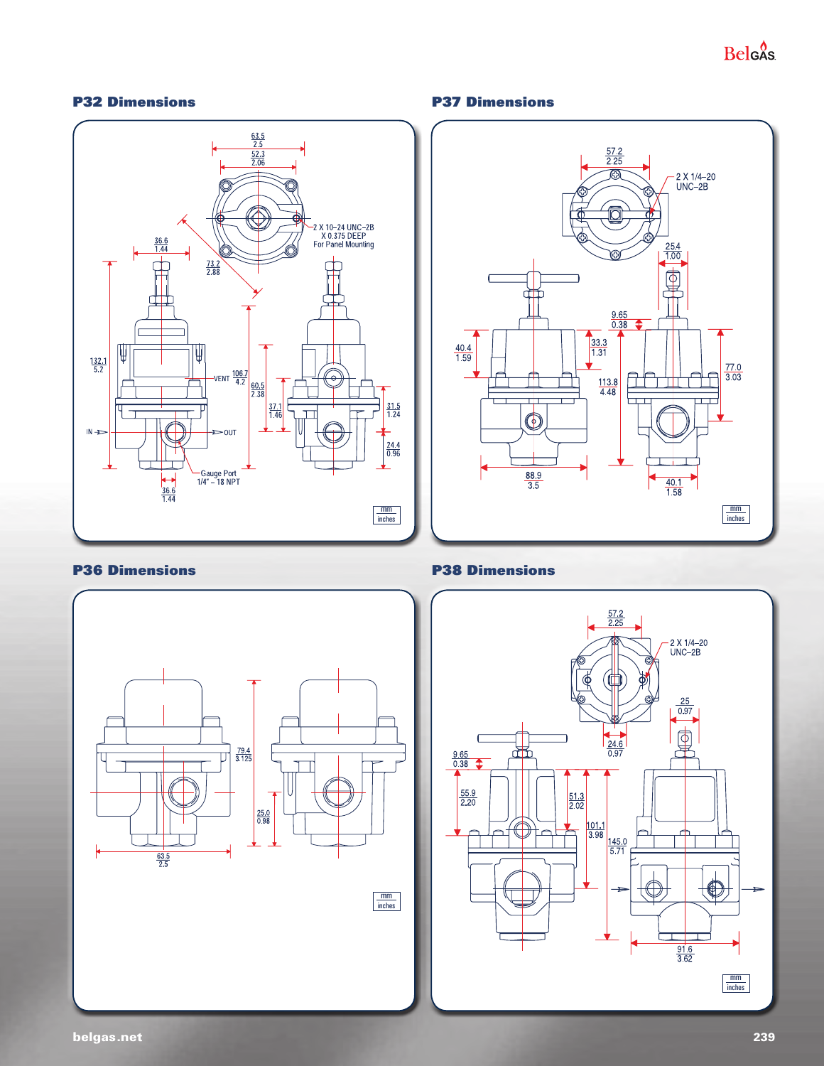## P32 Dimensions

63.5
2.5
52.3
2.06
2 X 10–24 UNC–2B
X 0.375 DEEP
For Panel Mounting
36.6
1.44
73.2
2.88
132.1
5.2
VENT
106.7
4.2
60.5
2.38
37.1
1.46
31.5
1.24
IN
OUT
24.4
0.96
Gauge Port
1/4" – 18 NPT
36.6
1.44
mm
inches

## P37 Dimensions

57.2
2.25
2 X 1/4–20
UNC–2B
25.4
1.00
9.65
0.38
40.4
1.59
33.3
1.31
113.8
4.48
77.0
3.03
88.9
3.5
40.1
1.58
mm
inches

## P36 Dimensions

79.4
3.125
25.0
0.98
63.5
2.5
mm
inches

## P38 Dimensions

57.2
2.25
2 X 1/4–20
UNC–2B
25
0.97
24.6
0.97
9.65
0.38
55.9
2.20
51.3
2.02
101.1
3.98
145.0
5.71
91.6
3.62
mm
inches

belgas.net